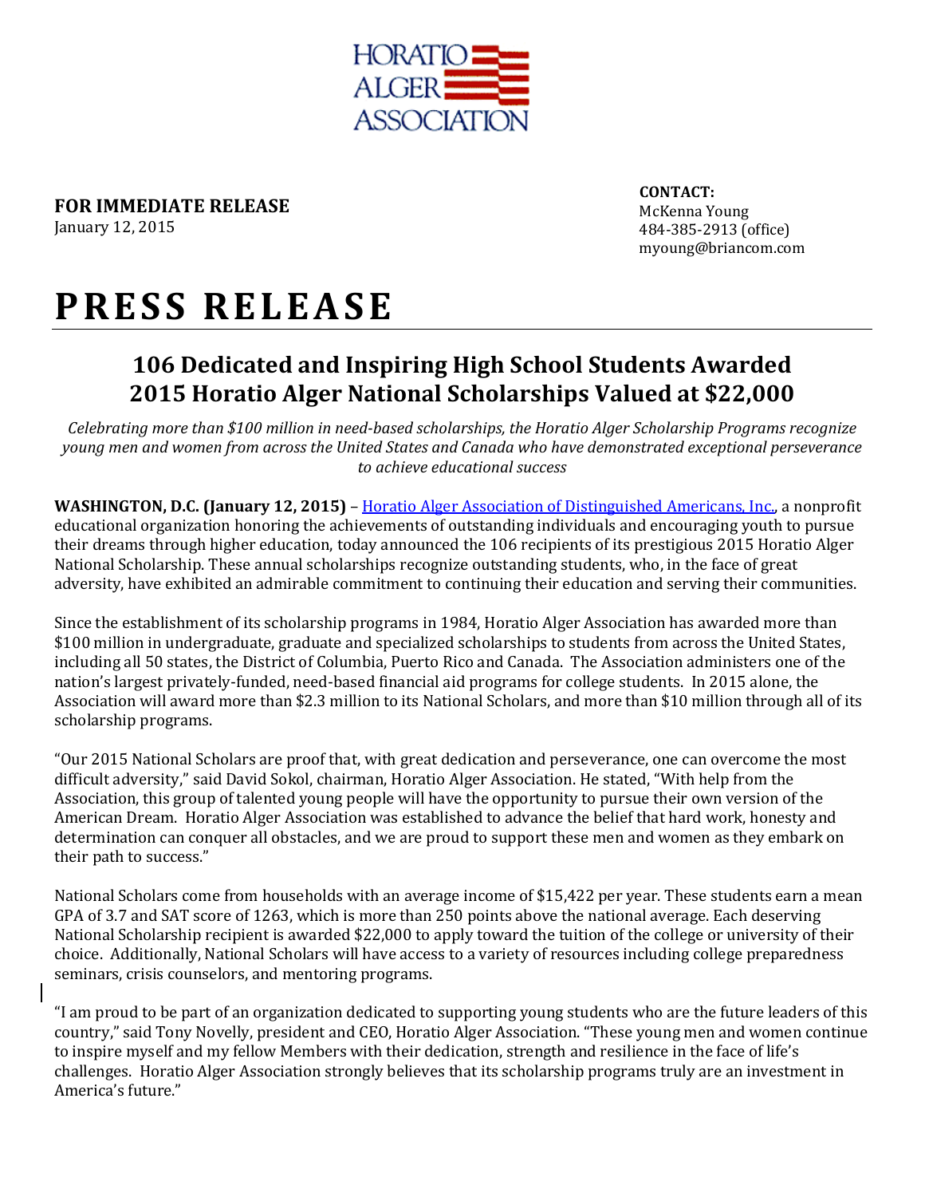HORATIO ALGER ASSOCIATION

**FOR IMMEDIATE RELEASE**
January 12, 2015

**CONTACT:**
McKenna Young
484-385-2913 (office)
myoung@briancom.com

# PRESS RELEASE

## 106 Dedicated and Inspiring High School Students Awarded 2015 Horatio Alger National Scholarships Valued at $22,000

*Celebrating more than $100 million in need-based scholarships, the Horatio Alger Scholarship Programs recognize young men and women from across the United States and Canada who have demonstrated exceptional perseverance to achieve educational success*

**WASHINGTON, D.C. (January 12, 2015)** – Horatio Alger Association of Distinguished Americans, Inc., a nonprofit educational organization honoring the achievements of outstanding individuals and encouraging youth to pursue their dreams through higher education, today announced the 106 recipients of its prestigious 2015 Horatio Alger National Scholarship. These annual scholarships recognize outstanding students, who, in the face of great adversity, have exhibited an admirable commitment to continuing their education and serving their communities.

Since the establishment of its scholarship programs in 1984, Horatio Alger Association has awarded more than $100 million in undergraduate, graduate and specialized scholarships to students from across the United States, including all 50 states, the District of Columbia, Puerto Rico and Canada. The Association administers one of the nation's largest privately-funded, need-based financial aid programs for college students. In 2015 alone, the Association will award more than $2.3 million to its National Scholars, and more than $10 million through all of its scholarship programs.

"Our 2015 National Scholars are proof that, with great dedication and perseverance, one can overcome the most difficult adversity," said David Sokol, chairman, Horatio Alger Association. He stated, "With help from the Association, this group of talented young people will have the opportunity to pursue their own version of the American Dream. Horatio Alger Association was established to advance the belief that hard work, honesty and determination can conquer all obstacles, and we are proud to support these men and women as they embark on their path to success."

National Scholars come from households with an average income of $15,422 per year. These students earn a mean GPA of 3.7 and SAT score of 1263, which is more than 250 points above the national average. Each deserving National Scholarship recipient is awarded $22,000 to apply toward the tuition of the college or university of their choice. Additionally, National Scholars will have access to a variety of resources including college preparedness seminars, crisis counselors, and mentoring programs.

"I am proud to be part of an organization dedicated to supporting young students who are the future leaders of this country," said Tony Novelly, president and CEO, Horatio Alger Association. "These young men and women continue to inspire myself and my fellow Members with their dedication, strength and resilience in the face of life's challenges. Horatio Alger Association strongly believes that its scholarship programs truly are an investment in America's future."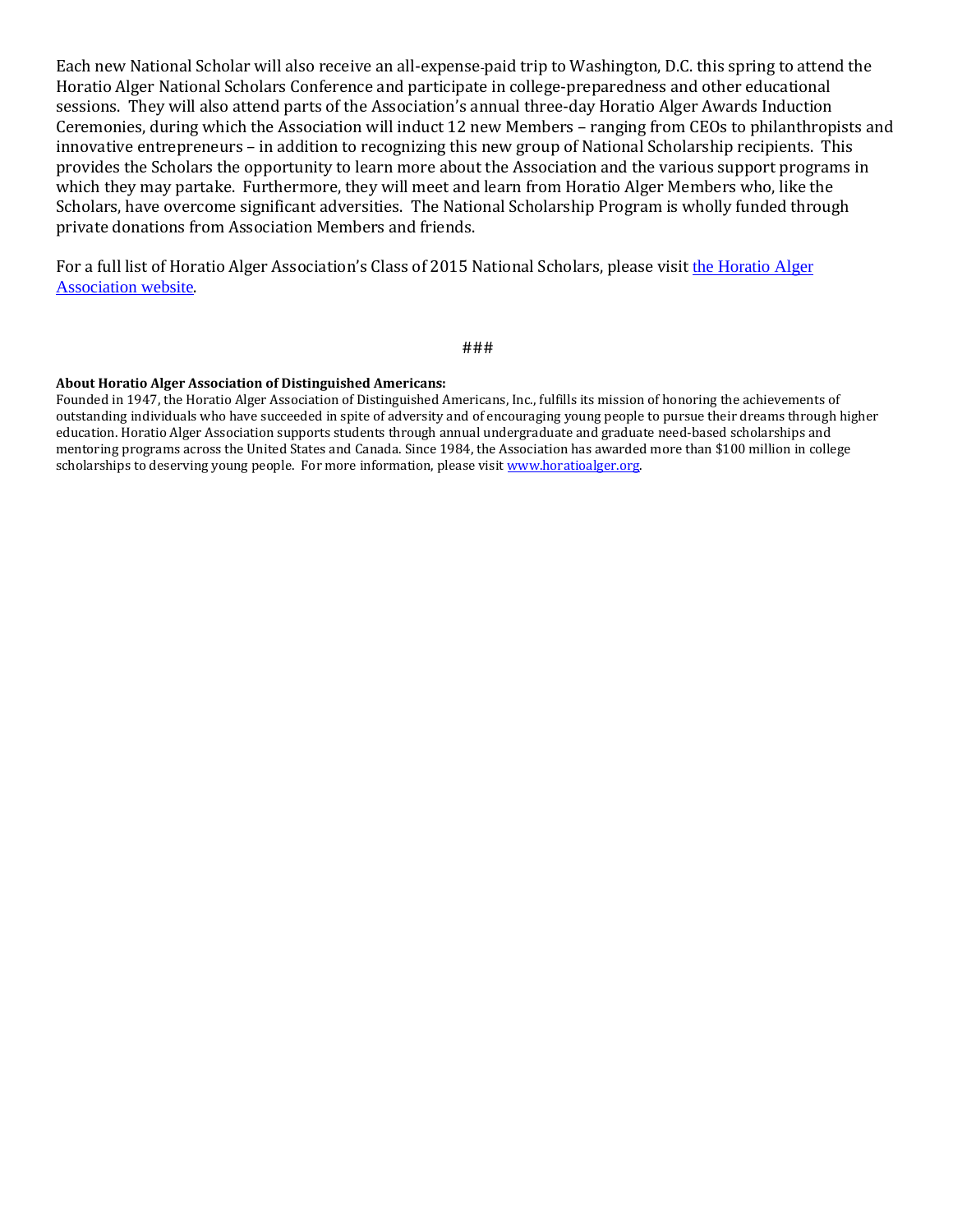Each new National Scholar will also receive an all-expense-paid trip to Washington, D.C. this spring to attend the Horatio Alger National Scholars Conference and participate in college-preparedness and other educational sessions. They will also attend parts of the Association's annual three-day Horatio Alger Awards Induction Ceremonies, during which the Association will induct 12 new Members – ranging from CEOs to philanthropists and innovative entrepreneurs – in addition to recognizing this new group of National Scholarship recipients. This provides the Scholars the opportunity to learn more about the Association and the various support programs in which they may partake. Furthermore, they will meet and learn from Horatio Alger Members who, like the Scholars, have overcome significant adversities. The National Scholarship Program is wholly funded through private donations from Association Members and friends.

For a full list of Horatio Alger Association's Class of 2015 National Scholars, please visit the Horatio Alger Association website.

###

**About Horatio Alger Association of Distinguished Americans:**
Founded in 1947, the Horatio Alger Association of Distinguished Americans, Inc., fulfills its mission of honoring the achievements of outstanding individuals who have succeeded in spite of adversity and of encouraging young people to pursue their dreams through higher education. Horatio Alger Association supports students through annual undergraduate and graduate need-based scholarships and mentoring programs across the United States and Canada. Since 1984, the Association has awarded more than $100 million in college scholarships to deserving young people. For more information, please visit www.horatioalger.org.